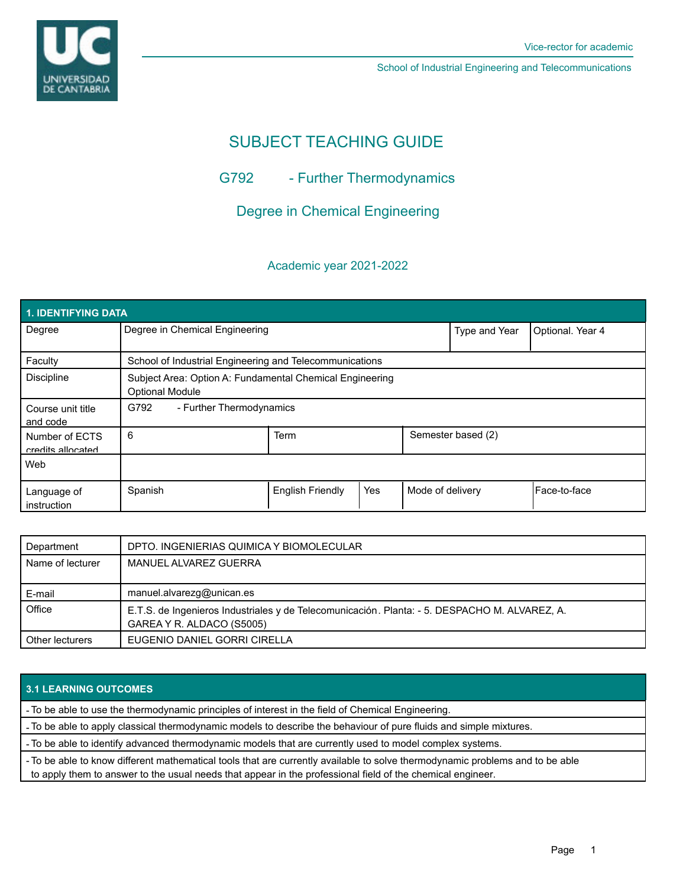Vice-rector for academic

School of Industrial Engineering and Telecommunications

# SUBJECT TEACHING GUIDE

## G792 - Further Thermodynamics

## Degree in Chemical Engineering

### Academic year 2021-2022

| 1. IDENTIFYING DATA | | | | | |
|---|---|---|---|---|---|
| Degree | Degree in Chemical Engineering | | | Type and Year | Optional. Year 4 |
| Faculty | School of Industrial Engineering and Telecommunications | | | | |
| Discipline | Subject Area: Option A: Fundamental Chemical Engineering<br>Optional Module | | | | |
| Course unit title and code | G792 - Further Thermodynamics | | | | |
| Number of ECTS credits allocated | 6 | Term | | Semester based (2) | |
| Web | | | | | |
| Language of instruction | Spanish | English Friendly | Yes | Mode of delivery | Face-to-face |

| | |
|---|---|
| Department | DPTO. INGENIERIAS QUIMICA Y BIOMOLECULAR |
| Name of lecturer | MANUEL ALVAREZ GUERRA |
| E-mail | manuel.alvarezg@unican.es |
| Office | E.T.S. de Ingenieros Industriales y de Telecomunicación. Planta: - 5. DESPACHO M. ALVAREZ, A. GAREA Y R. ALDACO (S5005) |
| Other lecturers | EUGENIO DANIEL GORRI CIRELLA |

| 3.1 LEARNING OUTCOMES |
|---|
| - To be able to use the thermodynamic principles of interest in the field of Chemical Engineering. |
| - To be able to apply classical thermodynamic models to describe the behaviour of pure fluids and simple mixtures. |
| - To be able to identify advanced thermodynamic models that are currently used to model complex systems. |
| - To be able to know different mathematical tools that are currently available to solve thermodynamic problems and to be able to apply them to answer to the usual needs that appear in the professional field of the chemical engineer. |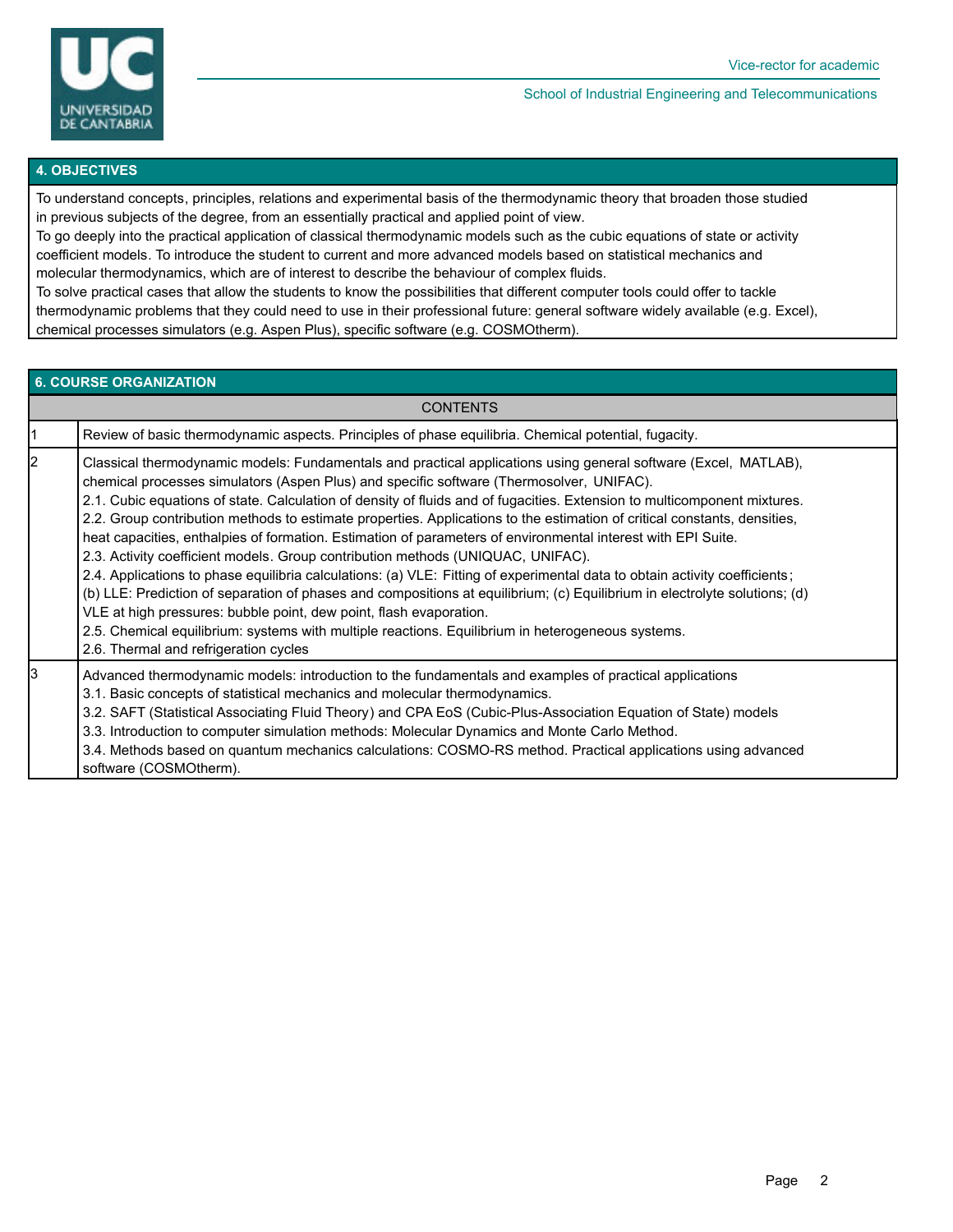## 4. OBJECTIVES

To understand concepts, principles, relations and experimental basis of the thermodynamic theory that broaden those studied in previous subjects of the degree, from an essentially practical and applied point of view.
To go deeply into the practical application of classical thermodynamic models such as the cubic equations of state or activity coefficient models. To introduce the student to current and more advanced models based on statistical mechanics and molecular thermodynamics, which are of interest to describe the behaviour of complex fluids.
To solve practical cases that allow the students to know the possibilities that different computer tools could offer to tackle thermodynamic problems that they could need to use in their professional future: general software widely available (e.g. Excel), chemical processes simulators (e.g. Aspen Plus), specific software (e.g. COSMOtherm).

## 6. COURSE ORGANIZATION

| | CONTENTS |
|---|---|
| 1 | Review of basic thermodynamic aspects. Principles of phase equilibria. Chemical potential, fugacity. |
| 2 | Classical thermodynamic models: Fundamentals and practical applications using general software (Excel, MATLAB), chemical processes simulators (Aspen Plus) and specific software (Thermosolver, UNIFAC).<br>2.1. Cubic equations of state. Calculation of density of fluids and of fugacities. Extension to multicomponent mixtures.<br>2.2. Group contribution methods to estimate properties. Applications to the estimation of critical constants, densities, heat capacities, enthalpies of formation. Estimation of parameters of environmental interest with EPI Suite.<br>2.3. Activity coefficient models. Group contribution methods (UNIQUAC, UNIFAC).<br>2.4. Applications to phase equilibria calculations: (a) VLE: Fitting of experimental data to obtain activity coefficients; (b) LLE: Prediction of separation of phases and compositions at equilibrium; (c) Equilibrium in electrolyte solutions; (d) VLE at high pressures: bubble point, dew point, flash evaporation.<br>2.5. Chemical equilibrium: systems with multiple reactions. Equilibrium in heterogeneous systems.<br>2.6. Thermal and refrigeration cycles |
| 3 | Advanced thermodynamic models: introduction to the fundamentals and examples of practical applications<br>3.1. Basic concepts of statistical mechanics and molecular thermodynamics.<br>3.2. SAFT (Statistical Associating Fluid Theory) and CPA EoS (Cubic-Plus-Association Equation of State) models<br>3.3. Introduction to computer simulation methods: Molecular Dynamics and Monte Carlo Method.<br>3.4. Methods based on quantum mechanics calculations: COSMO-RS method. Practical applications using advanced software (COSMOtherm). |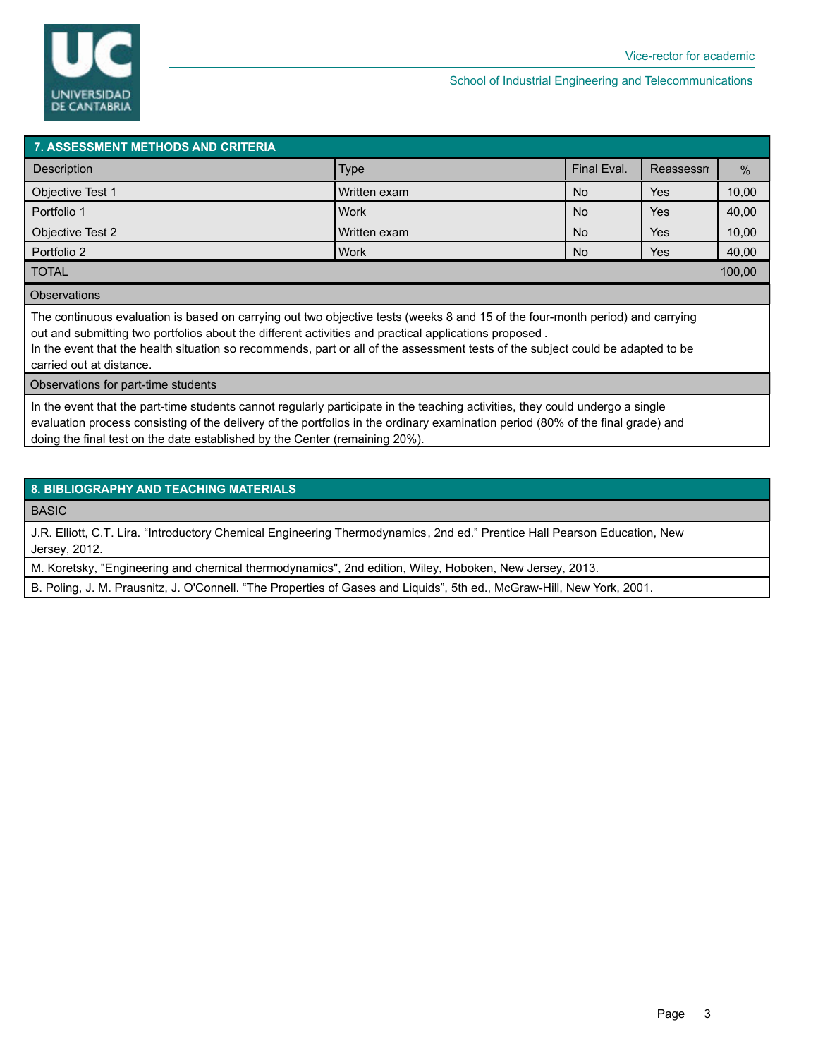## 7. ASSESSMENT METHODS AND CRITERIA

| Description | Type | Final Eval. | Reassessn | % |
|---|---|---|---|---|
| Objective Test 1 | Written exam | No | Yes | 10,00 |
| Portfolio 1 | Work | No | Yes | 40,00 |
| Objective Test 2 | Written exam | No | Yes | 10,00 |
| Portfolio 2 | Work | No | Yes | 40,00 |
| TOTAL | | | | 100,00 |

**Observations**

The continuous evaluation is based on carrying out two objective tests (weeks 8 and 15 of the four-month period) and carrying out and submitting two portfolios about the different activities and practical applications proposed .
In the event that the health situation so recommends, part or all of the assessment tests of the subject could be adapted to be carried out at distance.

**Observations for part-time students**

In the event that the part-time students cannot regularly participate in the teaching activities, they could undergo a single evaluation process consisting of the delivery of the portfolios in the ordinary examination period (80% of the final grade) and doing the final test on the date established by the Center (remaining 20%).

## 8. BIBLIOGRAPHY AND TEACHING MATERIALS

**BASIC**

J.R. Elliott, C.T. Lira. “Introductory Chemical Engineering Thermodynamics, 2nd ed.” Prentice Hall Pearson Education, New Jersey, 2012.

M. Koretsky, "Engineering and chemical thermodynamics", 2nd edition, Wiley, Hoboken, New Jersey, 2013.

B. Poling, J. M. Prausnitz, J. O'Connell. “The Properties of Gases and Liquids”, 5th ed., McGraw-Hill, New York, 2001.